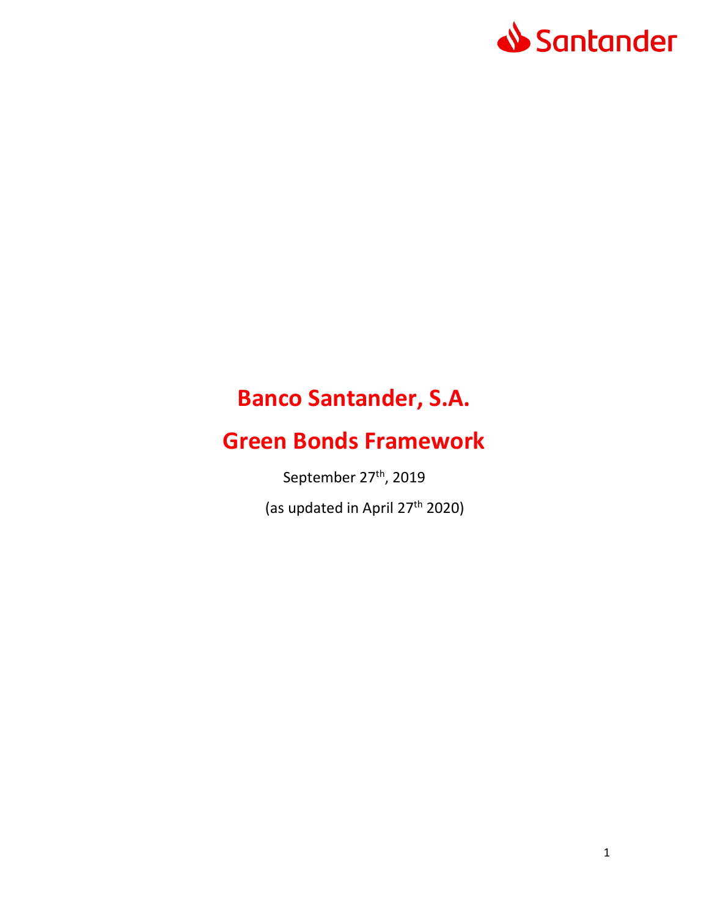Santander

# Banco Santander, S.A.

# Green Bonds Framework

September 27th, 2019

(as updated in April 27th 2020)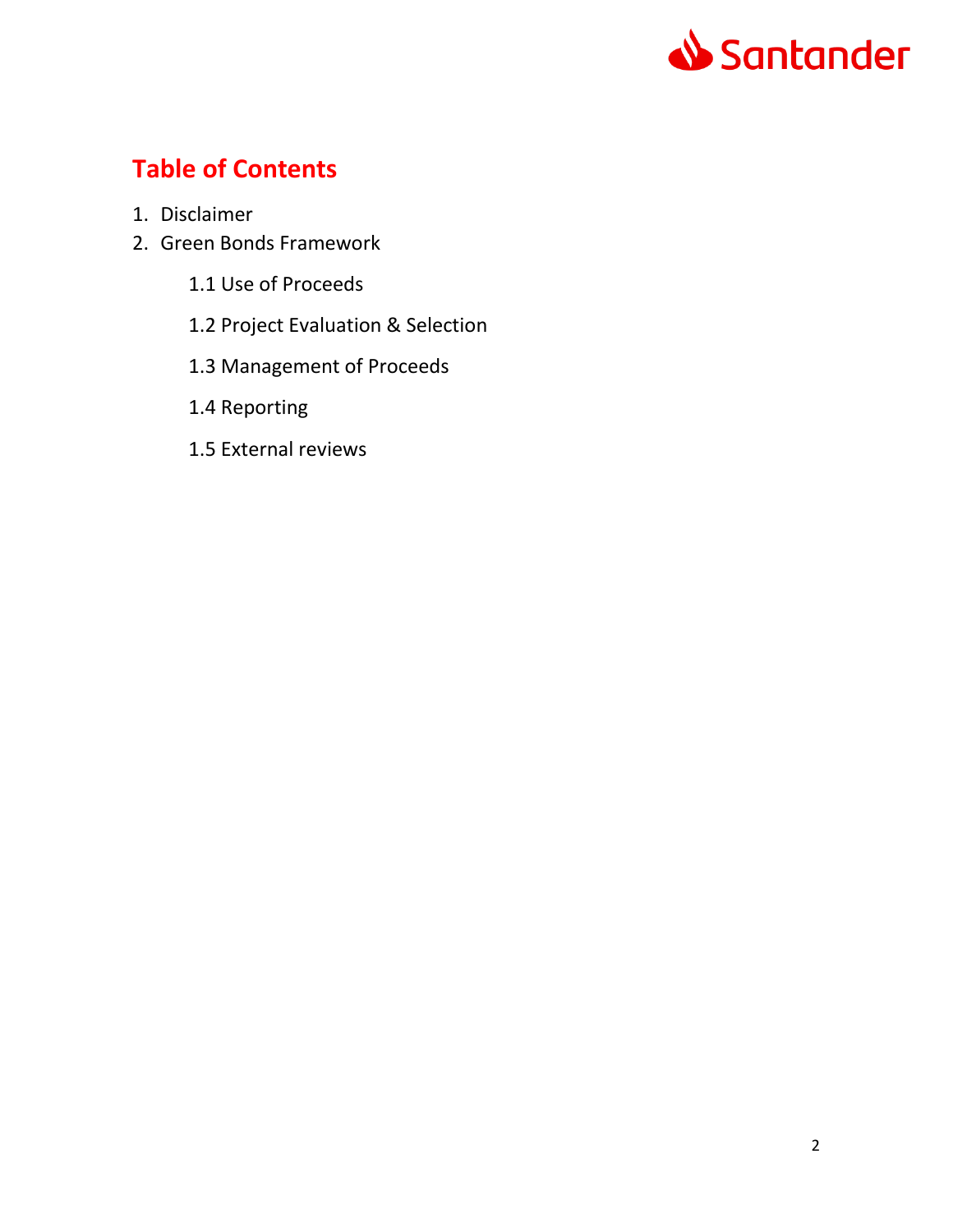## Table of Contents

1. Disclaimer
2. Green Bonds Framework
    - 1.1 Use of Proceeds
    - 1.2 Project Evaluation & Selection
    - 1.3 Management of Proceeds
    - 1.4 Reporting
    - 1.5 External reviews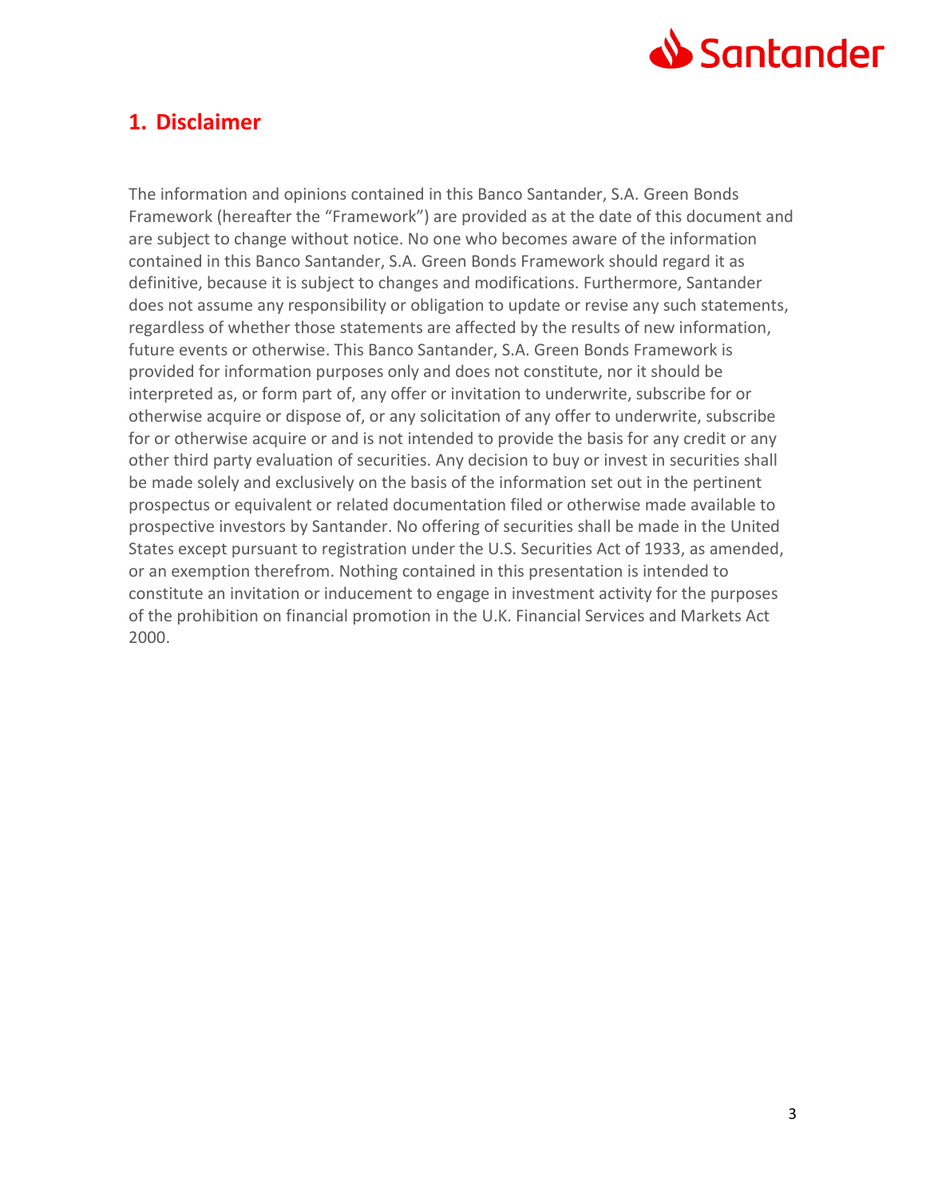## 1. Disclaimer

The information and opinions contained in this Banco Santander, S.A. Green Bonds Framework (hereafter the “Framework”) are provided as at the date of this document and are subject to change without notice. No one who becomes aware of the information contained in this Banco Santander, S.A. Green Bonds Framework should regard it as definitive, because it is subject to changes and modifications. Furthermore, Santander does not assume any responsibility or obligation to update or revise any such statements, regardless of whether those statements are affected by the results of new information, future events or otherwise. This Banco Santander, S.A. Green Bonds Framework is provided for information purposes only and does not constitute, nor it should be interpreted as, or form part of, any offer or invitation to underwrite, subscribe for or otherwise acquire or dispose of, or any solicitation of any offer to underwrite, subscribe for or otherwise acquire or and is not intended to provide the basis for any credit or any other third party evaluation of securities. Any decision to buy or invest in securities shall be made solely and exclusively on the basis of the information set out in the pertinent prospectus or equivalent or related documentation filed or otherwise made available to prospective investors by Santander. No offering of securities shall be made in the United States except pursuant to registration under the U.S. Securities Act of 1933, as amended, or an exemption therefrom. Nothing contained in this presentation is intended to constitute an invitation or inducement to engage in investment activity for the purposes of the prohibition on financial promotion in the U.K. Financial Services and Markets Act 2000.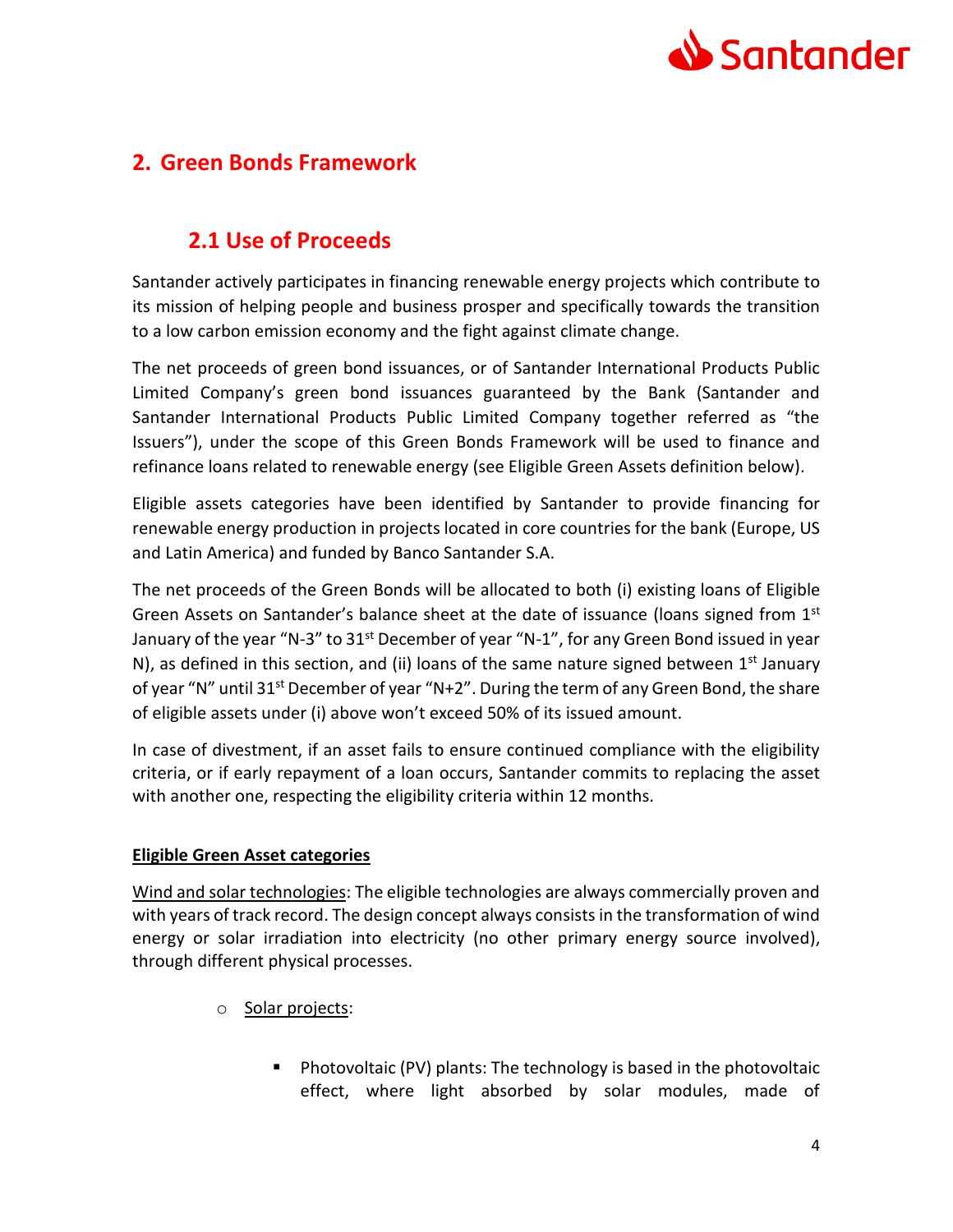# 2. Green Bonds Framework

## 2.1 Use of Proceeds

Santander actively participates in financing renewable energy projects which contribute to its mission of helping people and business prosper and specifically towards the transition to a low carbon emission economy and the fight against climate change.

The net proceeds of green bond issuances, or of Santander International Products Public Limited Company's green bond issuances guaranteed by the Bank (Santander and Santander International Products Public Limited Company together referred as "the Issuers"), under the scope of this Green Bonds Framework will be used to finance and refinance loans related to renewable energy (see Eligible Green Assets definition below).

Eligible assets categories have been identified by Santander to provide financing for renewable energy production in projects located in core countries for the bank (Europe, US and Latin America) and funded by Banco Santander S.A.

The net proceeds of the Green Bonds will be allocated to both (i) existing loans of Eligible Green Assets on Santander's balance sheet at the date of issuance (loans signed from 1st January of the year "N-3" to 31st December of year "N-1", for any Green Bond issued in year N), as defined in this section, and (ii) loans of the same nature signed between 1st January of year "N" until 31st December of year "N+2". During the term of any Green Bond, the share of eligible assets under (i) above won't exceed 50% of its issued amount.

In case of divestment, if an asset fails to ensure continued compliance with the eligibility criteria, or if early repayment of a loan occurs, Santander commits to replacing the asset with another one, respecting the eligibility criteria within 12 months.

**Eligible Green Asset categories**

Wind and solar technologies: The eligible technologies are always commercially proven and with years of track record. The design concept always consists in the transformation of wind energy or solar irradiation into electricity (no other primary energy source involved), through different physical processes.

- Solar projects:
  - Photovoltaic (PV) plants: The technology is based in the photovoltaic effect, where light absorbed by solar modules, made of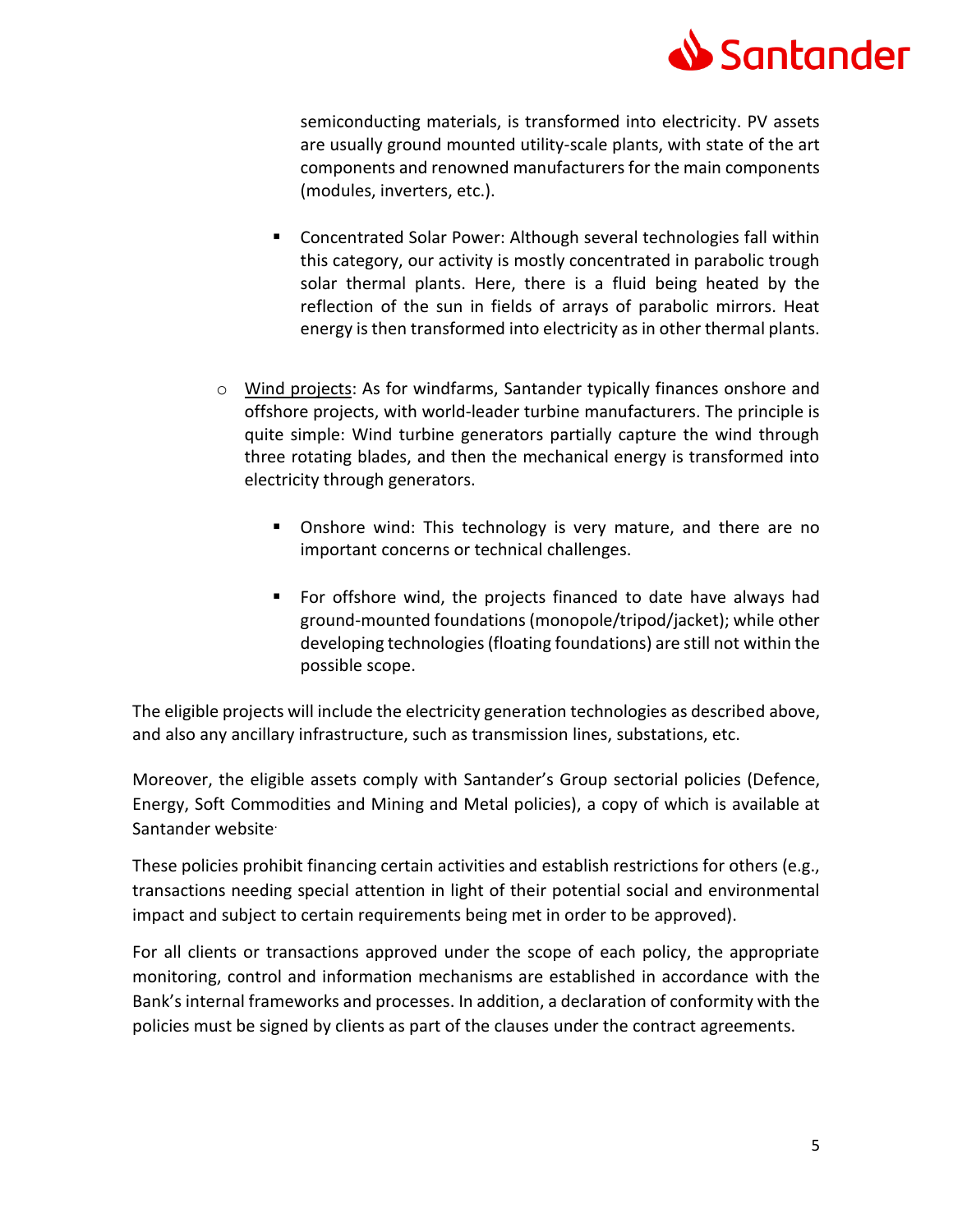semiconducting materials, is transformed into electricity. PV assets are usually ground mounted utility-scale plants, with state of the art components and renowned manufacturers for the main components (modules, inverters, etc.).

    - Concentrated Solar Power: Although several technologies fall within this category, our activity is mostly concentrated in parabolic trough solar thermal plants. Here, there is a fluid being heated by the reflection of the sun in fields of arrays of parabolic mirrors. Heat energy is then transformed into electricity as in other thermal plants.

- <u>Wind projects</u>: As for windfarms, Santander typically finances onshore and offshore projects, with world-leader turbine manufacturers. The principle is quite simple: Wind turbine generators partially capture the wind through three rotating blades, and then the mechanical energy is transformed into electricity through generators.

    - Onshore wind: This technology is very mature, and there are no important concerns or technical challenges.

    - For offshore wind, the projects financed to date have always had ground-mounted foundations (monopole/tripod/jacket); while other developing technologies (floating foundations) are still not within the possible scope.

The eligible projects will include the electricity generation technologies as described above, and also any ancillary infrastructure, such as transmission lines, substations, etc.

Moreover, the eligible assets comply with Santander's Group sectorial policies (Defence, Energy, Soft Commodities and Mining and Metal policies), a copy of which is available at Santander website.

These policies prohibit financing certain activities and establish restrictions for others (e.g., transactions needing special attention in light of their potential social and environmental impact and subject to certain requirements being met in order to be approved).

For all clients or transactions approved under the scope of each policy, the appropriate monitoring, control and information mechanisms are established in accordance with the Bank's internal frameworks and processes. In addition, a declaration of conformity with the policies must be signed by clients as part of the clauses under the contract agreements.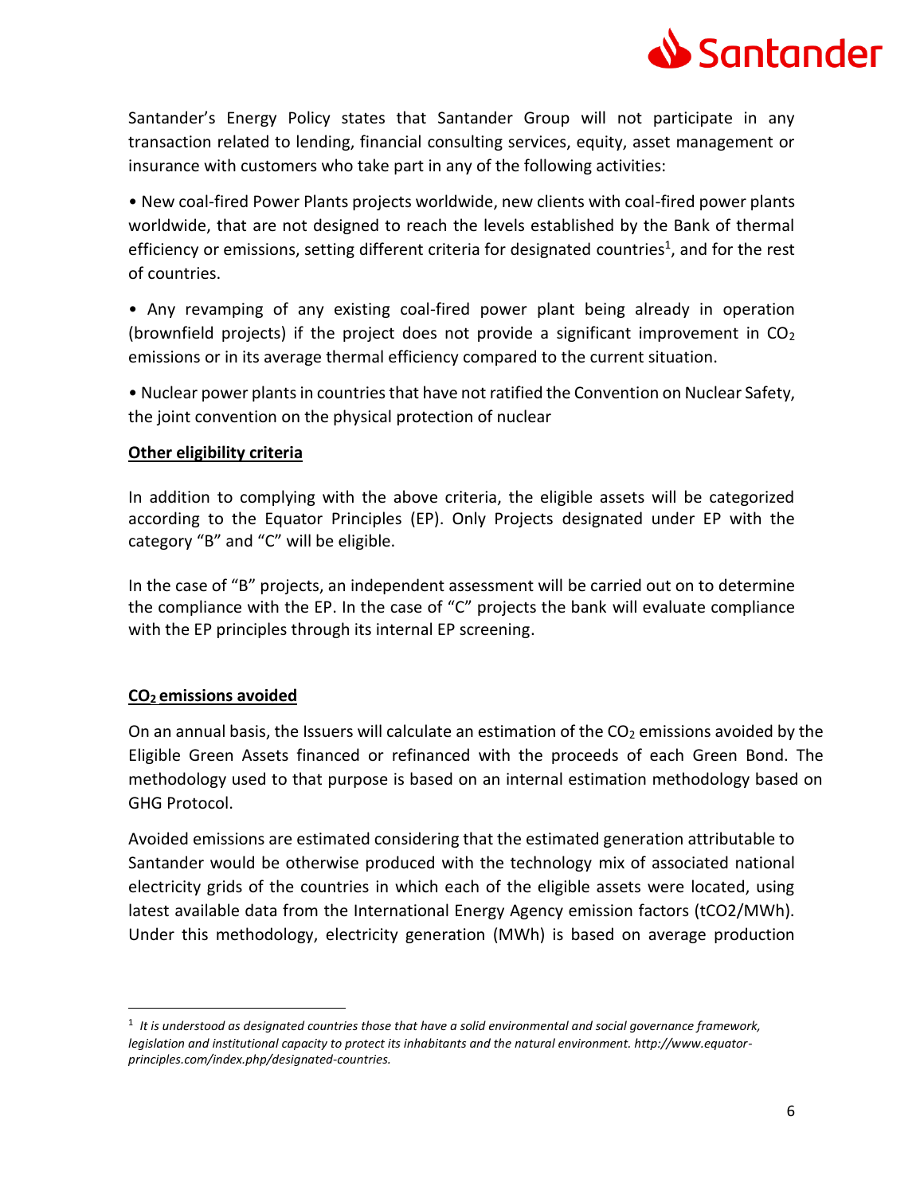Santander's Energy Policy states that Santander Group will not participate in any transaction related to lending, financial consulting services, equity, asset management or insurance with customers who take part in any of the following activities:

- New coal-fired Power Plants projects worldwide, new clients with coal-fired power plants worldwide, that are not designed to reach the levels established by the Bank of thermal efficiency or emissions, setting different criteria for designated countries[1], and for the rest of countries.
- Any revamping of any existing coal-fired power plant being already in operation (brownfield projects) if the project does not provide a significant improvement in $CO_2$ emissions or in its average thermal efficiency compared to the current situation.
- Nuclear power plants in countries that have not ratified the Convention on Nuclear Safety, the joint convention on the physical protection of nuclear

**Other eligibility criteria**

In addition to complying with the above criteria, the eligible assets will be categorized according to the Equator Principles (EP). Only Projects designated under EP with the category "B" and "C" will be eligible.

In the case of "B" projects, an independent assessment will be carried out on to determine the compliance with the EP. In the case of "C" projects the bank will evaluate compliance with the EP principles through its internal EP screening.

**$CO_2$ emissions avoided**

On an annual basis, the Issuers will calculate an estimation of the $CO_2$ emissions avoided by the Eligible Green Assets financed or refinanced with the proceeds of each Green Bond. The methodology used to that purpose is based on an internal estimation methodology based on GHG Protocol.

Avoided emissions are estimated considering that the estimated generation attributable to Santander would be otherwise produced with the technology mix of associated national electricity grids of the countries in which each of the eligible assets were located, using latest available data from the International Energy Agency emission factors (tCO2/MWh). Under this methodology, electricity generation (MWh) is based on average production

[1] *It is understood as designated countries those that have a solid environmental and social governance framework, legislation and institutional capacity to protect its inhabitants and the natural environment. http://www.equator-principles.com/index.php/designated-countries.*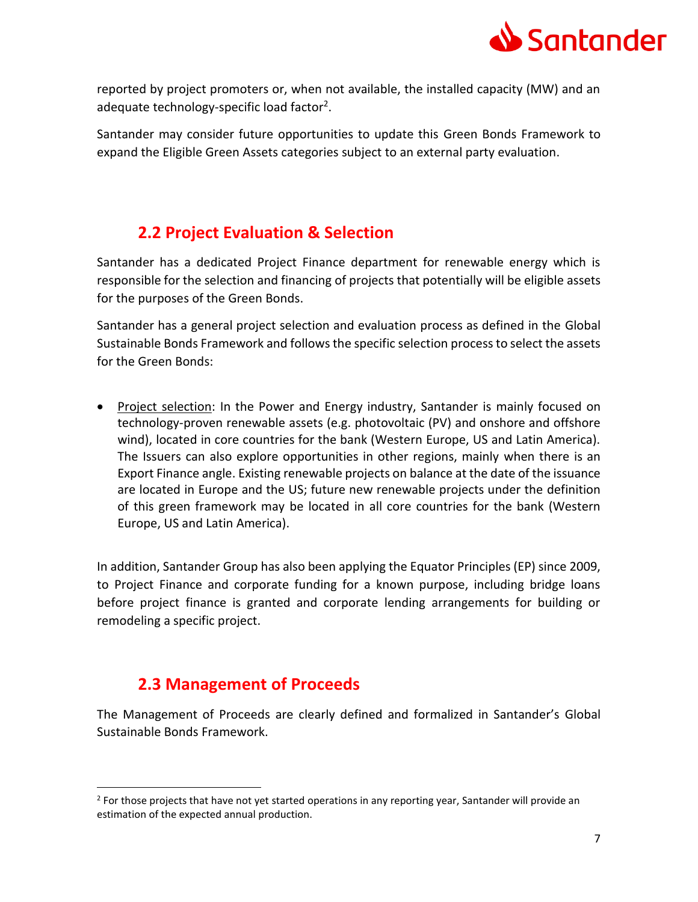reported by project promoters or, when not available, the installed capacity (MW) and an adequate technology-specific load factor[2].

Santander may consider future opportunities to update this Green Bonds Framework to expand the Eligible Green Assets categories subject to an external party evaluation.

## 2.2 Project Evaluation & Selection

Santander has a dedicated Project Finance department for renewable energy which is responsible for the selection and financing of projects that potentially will be eligible assets for the purposes of the Green Bonds.

Santander has a general project selection and evaluation process as defined in the Global Sustainable Bonds Framework and follows the specific selection process to select the assets for the Green Bonds:

- Project selection: In the Power and Energy industry, Santander is mainly focused on technology-proven renewable assets (e.g. photovoltaic (PV) and onshore and offshore wind), located in core countries for the bank (Western Europe, US and Latin America). The Issuers can also explore opportunities in other regions, mainly when there is an Export Finance angle. Existing renewable projects on balance at the date of the issuance are located in Europe and the US; future new renewable projects under the definition of this green framework may be located in all core countries for the bank (Western Europe, US and Latin America).

In addition, Santander Group has also been applying the Equator Principles (EP) since 2009, to Project Finance and corporate funding for a known purpose, including bridge loans before project finance is granted and corporate lending arrangements for building or remodeling a specific project.

## 2.3 Management of Proceeds

The Management of Proceeds are clearly defined and formalized in Santander's Global Sustainable Bonds Framework.

[2] For those projects that have not yet started operations in any reporting year, Santander will provide an estimation of the expected annual production.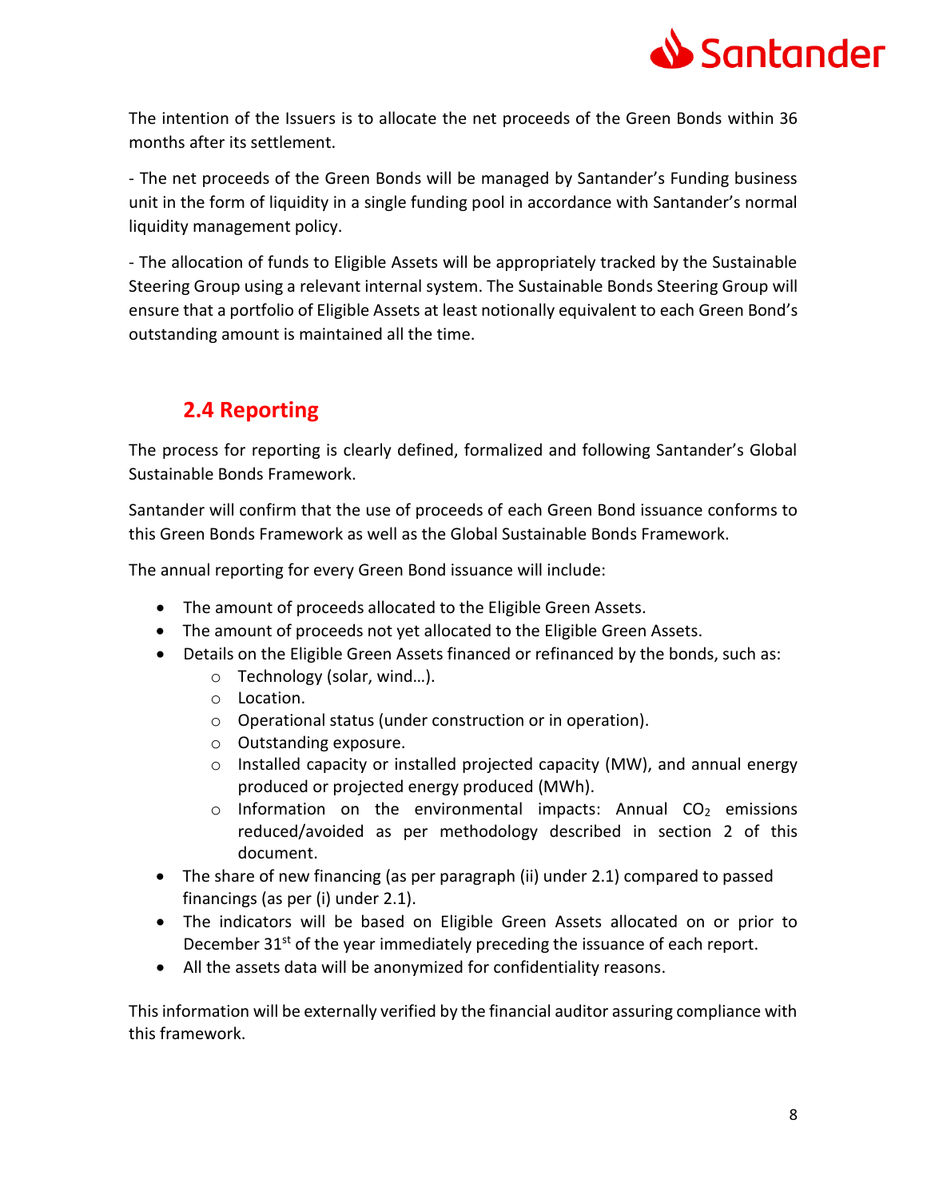The intention of the Issuers is to allocate the net proceeds of the Green Bonds within 36 months after its settlement.

- The net proceeds of the Green Bonds will be managed by Santander's Funding business unit in the form of liquidity in a single funding pool in accordance with Santander's normal liquidity management policy.

- The allocation of funds to Eligible Assets will be appropriately tracked by the Sustainable Steering Group using a relevant internal system. The Sustainable Bonds Steering Group will ensure that a portfolio of Eligible Assets at least notionally equivalent to each Green Bond's outstanding amount is maintained all the time.

## 2.4 Reporting

The process for reporting is clearly defined, formalized and following Santander's Global Sustainable Bonds Framework.

Santander will confirm that the use of proceeds of each Green Bond issuance conforms to this Green Bonds Framework as well as the Global Sustainable Bonds Framework.

The annual reporting for every Green Bond issuance will include:

- The amount of proceeds allocated to the Eligible Green Assets.
- The amount of proceeds not yet allocated to the Eligible Green Assets.
- Details on the Eligible Green Assets financed or refinanced by the bonds, such as:
  - Technology (solar, wind…).
  - Location.
  - Operational status (under construction or in operation).
  - Outstanding exposure.
  - Installed capacity or installed projected capacity (MW), and annual energy produced or projected energy produced (MWh).
  - Information on the environmental impacts: Annual $CO_2$ emissions reduced/avoided as per methodology described in section 2 of this document.
- The share of new financing (as per paragraph (ii) under 2.1) compared to passed financings (as per (i) under 2.1).
- The indicators will be based on Eligible Green Assets allocated on or prior to December 31st of the year immediately preceding the issuance of each report.
- All the assets data will be anonymized for confidentiality reasons.

This information will be externally verified by the financial auditor assuring compliance with this framework.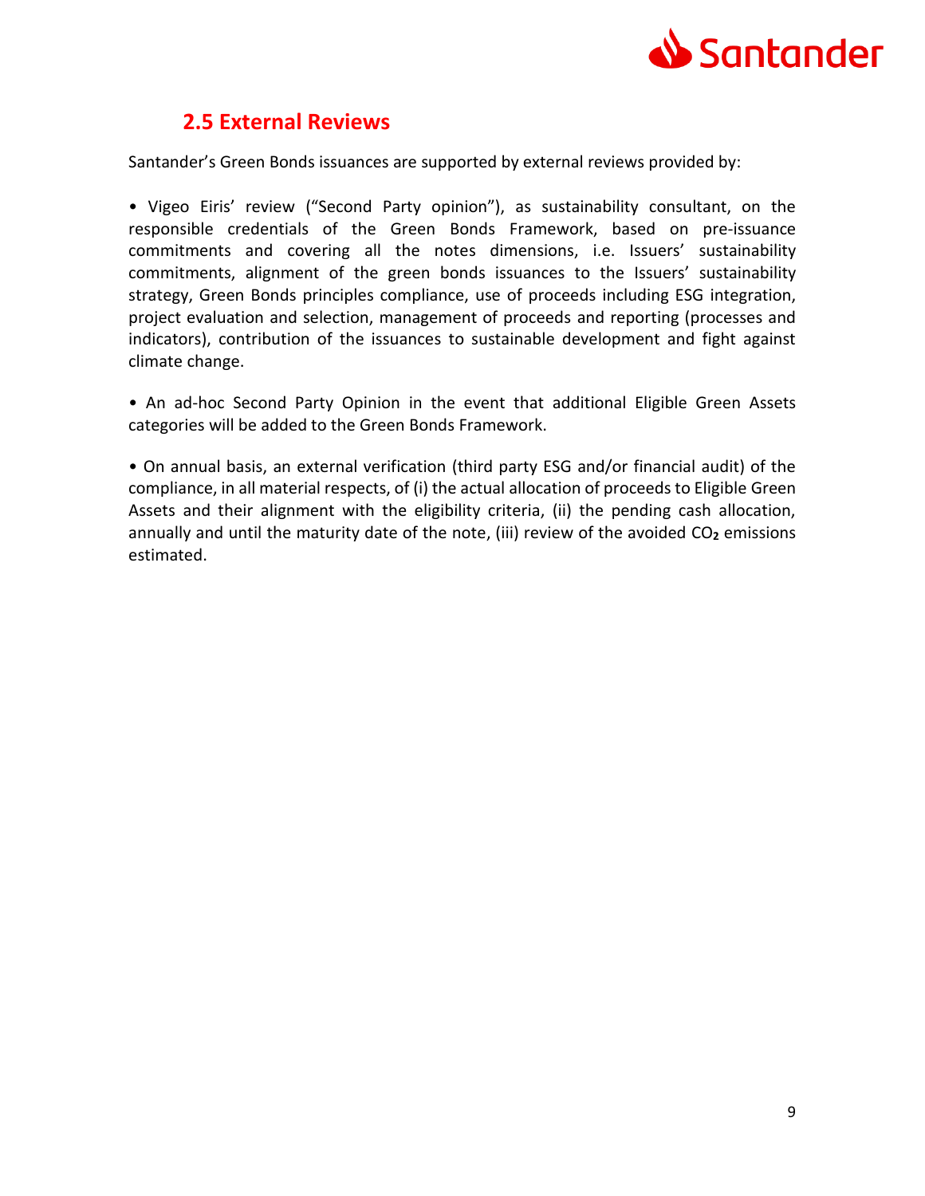## 2.5 External Reviews

Santander's Green Bonds issuances are supported by external reviews provided by:

- Vigeo Eiris' review ("Second Party opinion"), as sustainability consultant, on the responsible credentials of the Green Bonds Framework, based on pre-issuance commitments and covering all the notes dimensions, i.e. Issuers' sustainability commitments, alignment of the green bonds issuances to the Issuers' sustainability strategy, Green Bonds principles compliance, use of proceeds including ESG integration, project evaluation and selection, management of proceeds and reporting (processes and indicators), contribution of the issuances to sustainable development and fight against climate change.

- An ad-hoc Second Party Opinion in the event that additional Eligible Green Assets categories will be added to the Green Bonds Framework.

- On annual basis, an external verification (third party ESG and/or financial audit) of the compliance, in all material respects, of (i) the actual allocation of proceeds to Eligible Green Assets and their alignment with the eligibility criteria, (ii) the pending cash allocation, annually and until the maturity date of the note, (iii) review of the avoided $CO_2$ emissions estimated.